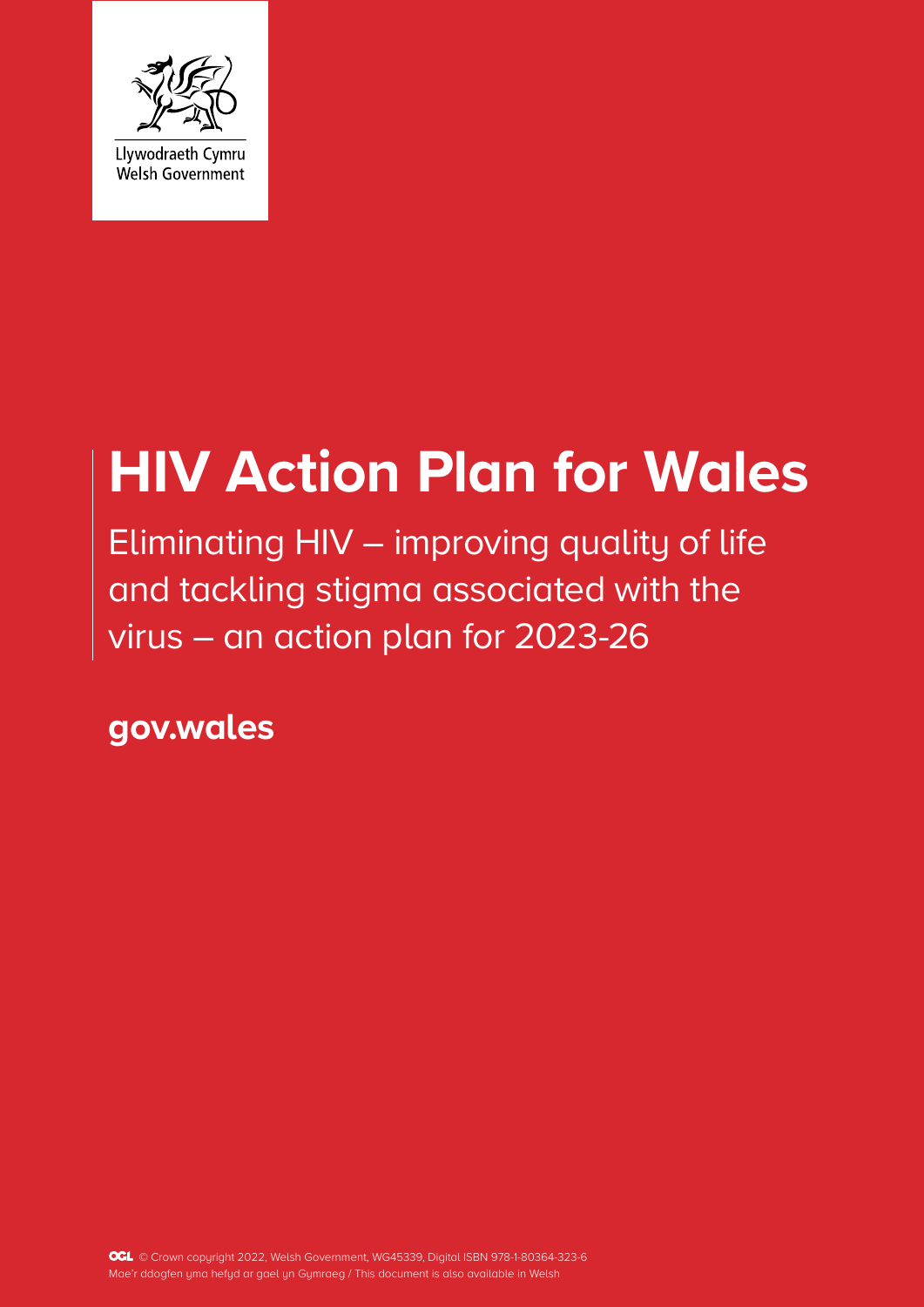Llywodraeth Cymru
Welsh Government

# HIV Action Plan for Wales

Eliminating HIV – improving quality of life and tackling stigma associated with the virus – an action plan for 2023-26

**gov.wales**

© Crown copyright 2022, Welsh Government, WG45339, Digital ISBN 978-1-80364-323-6
Mae'r ddogfen yma hefyd ar gael yn Gymraeg / This document is also available in Welsh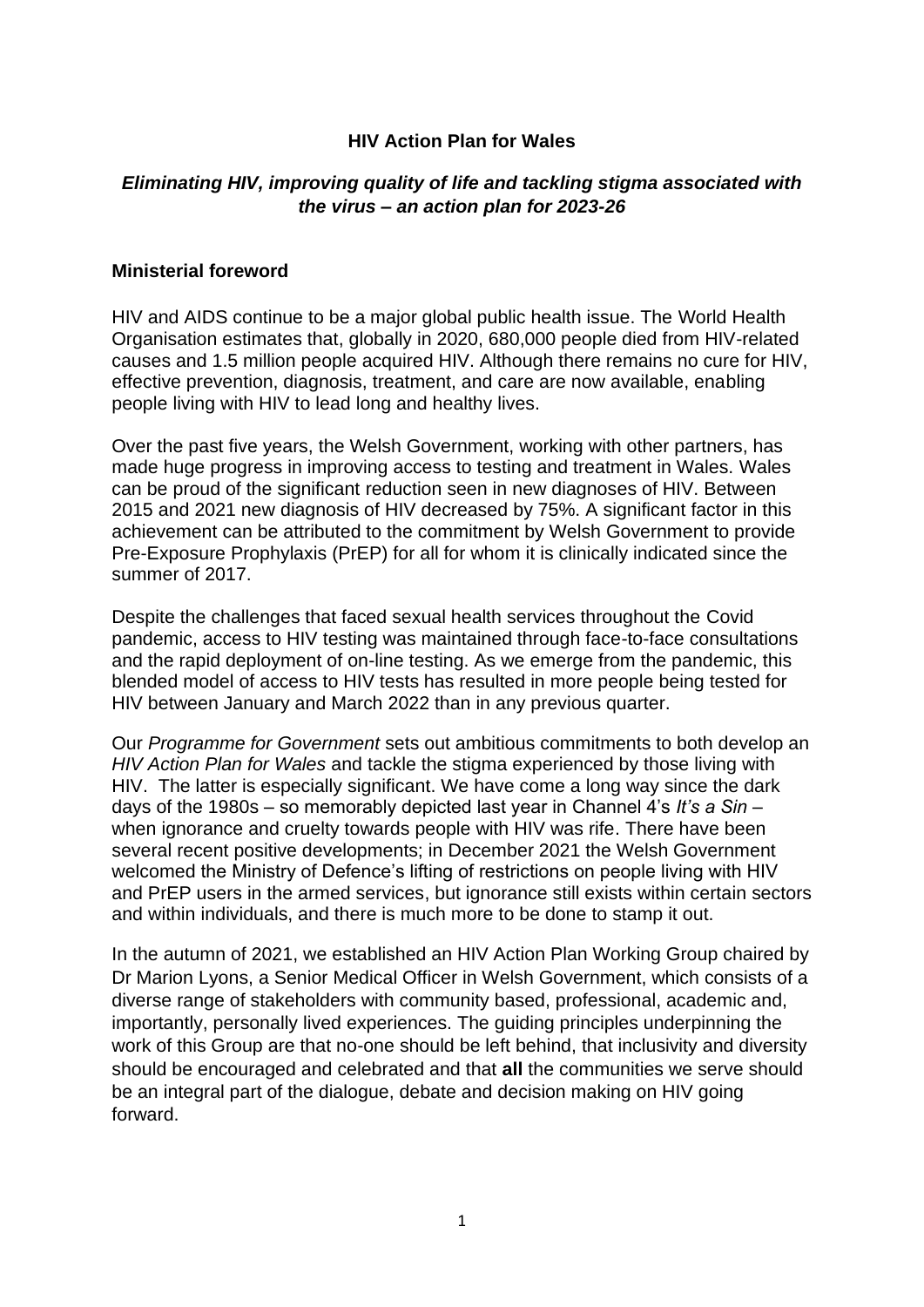# HIV Action Plan for Wales

## *Eliminating HIV, improving quality of life and tackling stigma associated with the virus – an action plan for 2023-26*

### Ministerial foreword

HIV and AIDS continue to be a major global public health issue. The World Health Organisation estimates that, globally in 2020, 680,000 people died from HIV-related causes and 1.5 million people acquired HIV. Although there remains no cure for HIV, effective prevention, diagnosis, treatment, and care are now available, enabling people living with HIV to lead long and healthy lives.

Over the past five years, the Welsh Government, working with other partners, has made huge progress in improving access to testing and treatment in Wales. Wales can be proud of the significant reduction seen in new diagnoses of HIV. Between 2015 and 2021 new diagnosis of HIV decreased by 75%. A significant factor in this achievement can be attributed to the commitment by Welsh Government to provide Pre-Exposure Prophylaxis (PrEP) for all for whom it is clinically indicated since the summer of 2017.

Despite the challenges that faced sexual health services throughout the Covid pandemic, access to HIV testing was maintained through face-to-face consultations and the rapid deployment of on-line testing. As we emerge from the pandemic, this blended model of access to HIV tests has resulted in more people being tested for HIV between January and March 2022 than in any previous quarter.

Our *Programme for Government* sets out ambitious commitments to both develop an *HIV Action Plan for Wales* and tackle the stigma experienced by those living with HIV. The latter is especially significant. We have come a long way since the dark days of the 1980s – so memorably depicted last year in Channel 4's *It's a Sin* – when ignorance and cruelty towards people with HIV was rife. There have been several recent positive developments; in December 2021 the Welsh Government welcomed the Ministry of Defence's lifting of restrictions on people living with HIV and PrEP users in the armed services, but ignorance still exists within certain sectors and within individuals, and there is much more to be done to stamp it out.

In the autumn of 2021, we established an HIV Action Plan Working Group chaired by Dr Marion Lyons, a Senior Medical Officer in Welsh Government, which consists of a diverse range of stakeholders with community based, professional, academic and, importantly, personally lived experiences. The guiding principles underpinning the work of this Group are that no-one should be left behind, that inclusivity and diversity should be encouraged and celebrated and that **all** the communities we serve should be an integral part of the dialogue, debate and decision making on HIV going forward.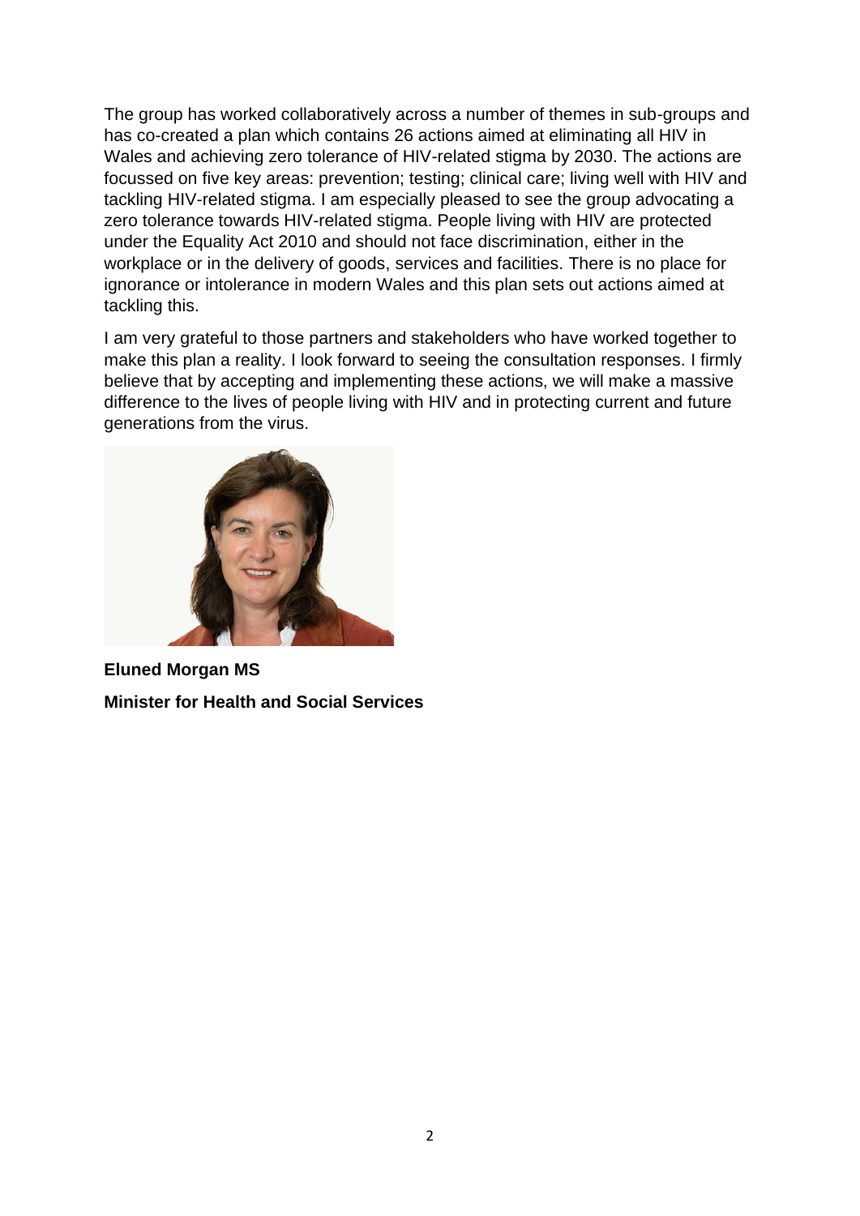The group has worked collaboratively across a number of themes in sub-groups and has co-created a plan which contains 26 actions aimed at eliminating all HIV in Wales and achieving zero tolerance of HIV-related stigma by 2030. The actions are focussed on five key areas: prevention; testing; clinical care; living well with HIV and tackling HIV-related stigma. I am especially pleased to see the group advocating a zero tolerance towards HIV-related stigma. People living with HIV are protected under the Equality Act 2010 and should not face discrimination, either in the workplace or in the delivery of goods, services and facilities. There is no place for ignorance or intolerance in modern Wales and this plan sets out actions aimed at tackling this.

I am very grateful to those partners and stakeholders who have worked together to make this plan a reality. I look forward to seeing the consultation responses. I firmly believe that by accepting and implementing these actions, we will make a massive difference to the lives of people living with HIV and in protecting current and future generations from the virus.

**Eluned Morgan MS**

**Minister for Health and Social Services**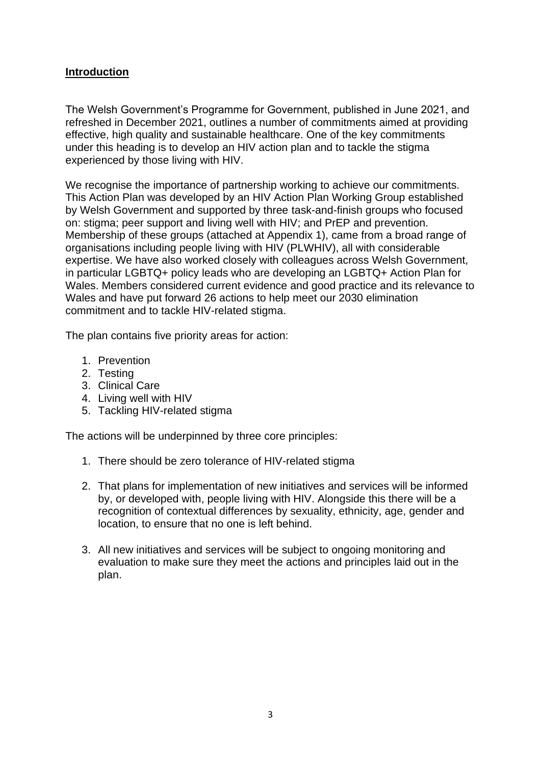## Introduction

The Welsh Government's Programme for Government, published in June 2021, and refreshed in December 2021, outlines a number of commitments aimed at providing effective, high quality and sustainable healthcare. One of the key commitments under this heading is to develop an HIV action plan and to tackle the stigma experienced by those living with HIV.

We recognise the importance of partnership working to achieve our commitments. This Action Plan was developed by an HIV Action Plan Working Group established by Welsh Government and supported by three task-and-finish groups who focused on: stigma; peer support and living well with HIV; and PrEP and prevention. Membership of these groups (attached at Appendix 1), came from a broad range of organisations including people living with HIV (PLWHIV), all with considerable expertise. We have also worked closely with colleagues across Welsh Government, in particular LGBTQ+ policy leads who are developing an LGBTQ+ Action Plan for Wales. Members considered current evidence and good practice and its relevance to Wales and have put forward 26 actions to help meet our 2030 elimination commitment and to tackle HIV-related stigma.

The plan contains five priority areas for action:

1. Prevention
2. Testing
3. Clinical Care
4. Living well with HIV
5. Tackling HIV-related stigma

The actions will be underpinned by three core principles:

1. There should be zero tolerance of HIV-related stigma

2. That plans for implementation of new initiatives and services will be informed by, or developed with, people living with HIV. Alongside this there will be a recognition of contextual differences by sexuality, ethnicity, age, gender and location, to ensure that no one is left behind.

3. All new initiatives and services will be subject to ongoing monitoring and evaluation to make sure they meet the actions and principles laid out in the plan.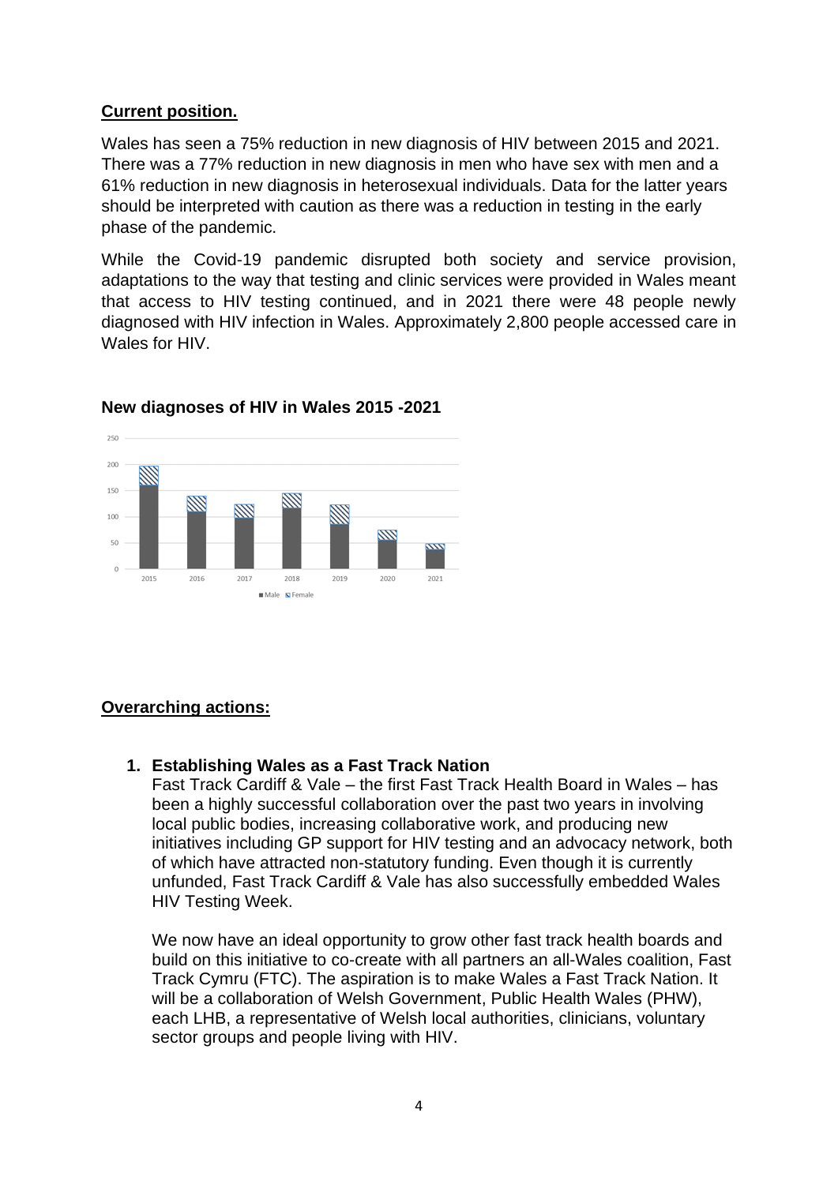## Current position.

Wales has seen a 75% reduction in new diagnosis of HIV between 2015 and 2021. There was a 77% reduction in new diagnosis in men who have sex with men and a 61% reduction in new diagnosis in heterosexual individuals. Data for the latter years should be interpreted with caution as there was a reduction in testing in the early phase of the pandemic.

While the Covid-19 pandemic disrupted both society and service provision, adaptations to the way that testing and clinic services were provided in Wales meant that access to HIV testing continued, and in 2021 there were 48 people newly diagnosed with HIV infection in Wales. Approximately 2,800 people accessed care in Wales for HIV.

### New diagnoses of HIV in Wales 2015 -2021

## Overarching actions:

1. **Establishing Wales as a Fast Track Nation**
   Fast Track Cardiff & Vale – the first Fast Track Health Board in Wales – has been a highly successful collaboration over the past two years in involving local public bodies, increasing collaborative work, and producing new initiatives including GP support for HIV testing and an advocacy network, both of which have attracted non-statutory funding. Even though it is currently unfunded, Fast Track Cardiff & Vale has also successfully embedded Wales HIV Testing Week.

   We now have an ideal opportunity to grow other fast track health boards and build on this initiative to co-create with all partners an all-Wales coalition, Fast Track Cymru (FTC). The aspiration is to make Wales a Fast Track Nation. It will be a collaboration of Welsh Government, Public Health Wales (PHW), each LHB, a representative of Welsh local authorities, clinicians, voluntary sector groups and people living with HIV.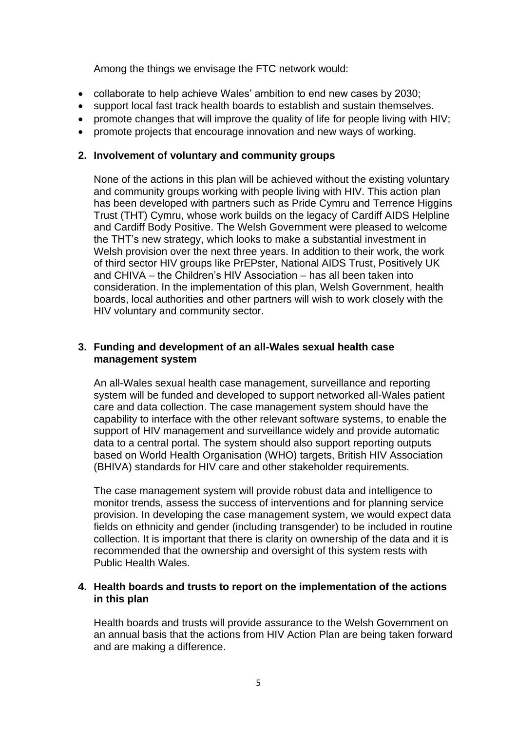Among the things we envisage the FTC network would:

- collaborate to help achieve Wales' ambition to end new cases by 2030;
- support local fast track health boards to establish and sustain themselves.
- promote changes that will improve the quality of life for people living with HIV;
- promote projects that encourage innovation and new ways of working.

## 2. Involvement of voluntary and community groups

None of the actions in this plan will be achieved without the existing voluntary and community groups working with people living with HIV. This action plan has been developed with partners such as Pride Cymru and Terrence Higgins Trust (THT) Cymru, whose work builds on the legacy of Cardiff AIDS Helpline and Cardiff Body Positive. The Welsh Government were pleased to welcome the THT's new strategy, which looks to make a substantial investment in Welsh provision over the next three years. In addition to their work, the work of third sector HIV groups like PrEPster, National AIDS Trust, Positively UK and CHIVA – the Children's HIV Association – has all been taken into consideration. In the implementation of this plan, Welsh Government, health boards, local authorities and other partners will wish to work closely with the HIV voluntary and community sector.

## 3. Funding and development of an all-Wales sexual health case management system

An all-Wales sexual health case management, surveillance and reporting system will be funded and developed to support networked all-Wales patient care and data collection. The case management system should have the capability to interface with the other relevant software systems, to enable the support of HIV management and surveillance widely and provide automatic data to a central portal. The system should also support reporting outputs based on World Health Organisation (WHO) targets, British HIV Association (BHIVA) standards for HIV care and other stakeholder requirements.

The case management system will provide robust data and intelligence to monitor trends, assess the success of interventions and for planning service provision. In developing the case management system, we would expect data fields on ethnicity and gender (including transgender) to be included in routine collection. It is important that there is clarity on ownership of the data and it is recommended that the ownership and oversight of this system rests with Public Health Wales.

## 4. Health boards and trusts to report on the implementation of the actions in this plan

Health boards and trusts will provide assurance to the Welsh Government on an annual basis that the actions from HIV Action Plan are being taken forward and are making a difference.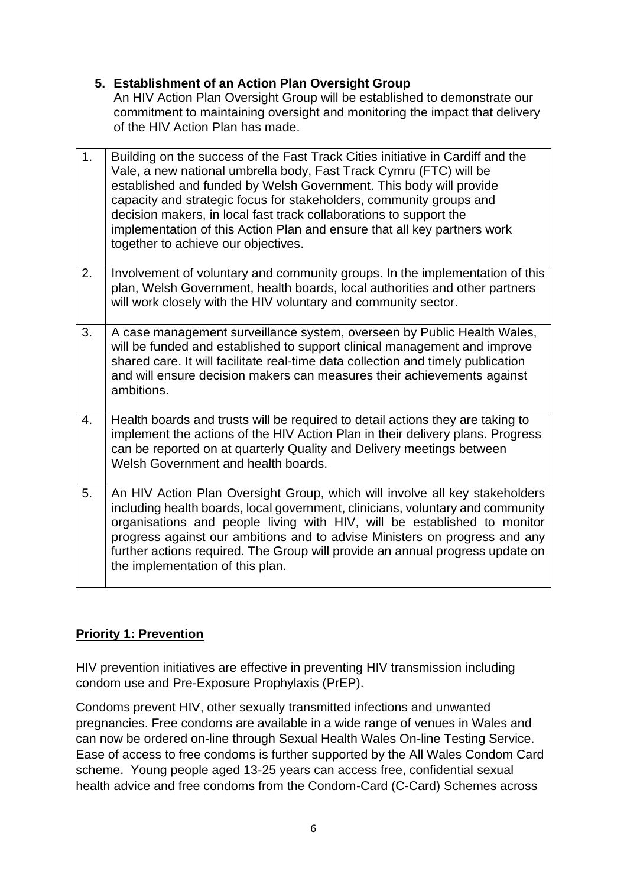5. **Establishment of an Action Plan Oversight Group**
   An HIV Action Plan Oversight Group will be established to demonstrate our commitment to maintaining oversight and monitoring the impact that delivery of the HIV Action Plan has made.

| | |
|---|---|
| 1. | Building on the success of the Fast Track Cities initiative in Cardiff and the Vale, a new national umbrella body, Fast Track Cymru (FTC) will be established and funded by Welsh Government. This body will provide capacity and strategic focus for stakeholders, community groups and decision makers, in local fast track collaborations to support the implementation of this Action Plan and ensure that all key partners work together to achieve our objectives. |
| 2. | Involvement of voluntary and community groups. In the implementation of this plan, Welsh Government, health boards, local authorities and other partners will work closely with the HIV voluntary and community sector. |
| 3. | A case management surveillance system, overseen by Public Health Wales, will be funded and established to support clinical management and improve shared care. It will facilitate real-time data collection and timely publication and will ensure decision makers can measures their achievements against ambitions. |
| 4. | Health boards and trusts will be required to detail actions they are taking to implement the actions of the HIV Action Plan in their delivery plans. Progress can be reported on at quarterly Quality and Delivery meetings between Welsh Government and health boards. |
| 5. | An HIV Action Plan Oversight Group, which will involve all key stakeholders including health boards, local government, clinicians, voluntary and community organisations and people living with HIV, will be established to monitor progress against our ambitions and to advise Ministers on progress and any further actions required. The Group will provide an annual progress update on the implementation of this plan. |

## Priority 1: Prevention

HIV prevention initiatives are effective in preventing HIV transmission including condom use and Pre-Exposure Prophylaxis (PrEP).

Condoms prevent HIV, other sexually transmitted infections and unwanted pregnancies. Free condoms are available in a wide range of venues in Wales and can now be ordered on-line through Sexual Health Wales On-line Testing Service. Ease of access to free condoms is further supported by the All Wales Condom Card scheme. Young people aged 13-25 years can access free, confidential sexual health advice and free condoms from the Condom-Card (C-Card) Schemes across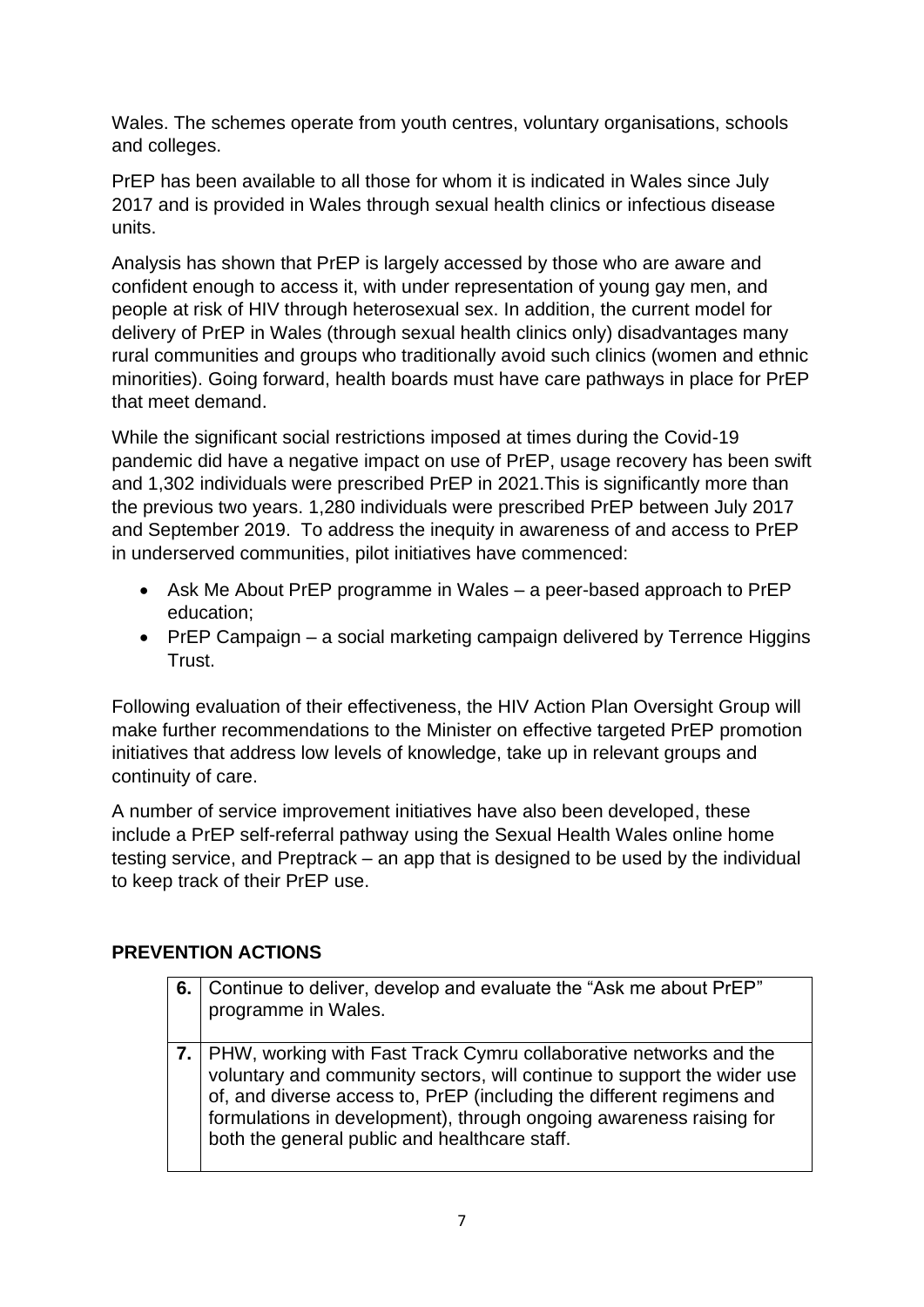Wales. The schemes operate from youth centres, voluntary organisations, schools and colleges.

PrEP has been available to all those for whom it is indicated in Wales since July 2017 and is provided in Wales through sexual health clinics or infectious disease units.

Analysis has shown that PrEP is largely accessed by those who are aware and confident enough to access it, with under representation of young gay men, and people at risk of HIV through heterosexual sex. In addition, the current model for delivery of PrEP in Wales (through sexual health clinics only) disadvantages many rural communities and groups who traditionally avoid such clinics (women and ethnic minorities). Going forward, health boards must have care pathways in place for PrEP that meet demand.

While the significant social restrictions imposed at times during the Covid-19 pandemic did have a negative impact on use of PrEP, usage recovery has been swift and 1,302 individuals were prescribed PrEP in 2021.This is significantly more than the previous two years. 1,280 individuals were prescribed PrEP between July 2017 and September 2019. To address the inequity in awareness of and access to PrEP in underserved communities, pilot initiatives have commenced:

- Ask Me About PrEP programme in Wales – a peer-based approach to PrEP education;
- PrEP Campaign – a social marketing campaign delivered by Terrence Higgins Trust.

Following evaluation of their effectiveness, the HIV Action Plan Oversight Group will make further recommendations to the Minister on effective targeted PrEP promotion initiatives that address low levels of knowledge, take up in relevant groups and continuity of care.

A number of service improvement initiatives have also been developed, these include a PrEP self-referral pathway using the Sexual Health Wales online home testing service, and Preptrack – an app that is designed to be used by the individual to keep track of their PrEP use.

## PREVENTION ACTIONS

| | |
|---|---|
| **6.** | Continue to deliver, develop and evaluate the "Ask me about PrEP" programme in Wales. |
| **7.** | PHW, working with Fast Track Cymru collaborative networks and the voluntary and community sectors, will continue to support the wider use of, and diverse access to, PrEP (including the different regimens and formulations in development), through ongoing awareness raising for both the general public and healthcare staff. |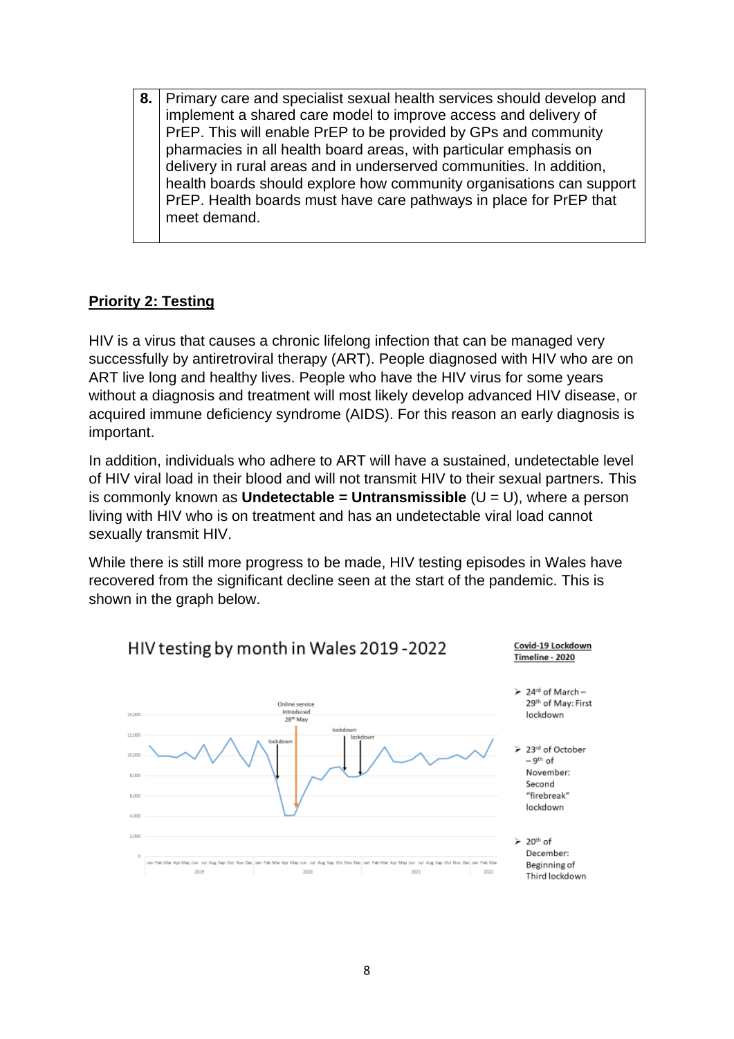| 8. | Primary care and specialist sexual health services should develop and implement a shared care model to improve access and delivery of PrEP. This will enable PrEP to be provided by GPs and community pharmacies in all health board areas, with particular emphasis on delivery in rural areas and in underserved communities. In addition, health boards should explore how community organisations can support PrEP. Health boards must have care pathways in place for PrEP that meet demand. |
|---|---|

## Priority 2: Testing

HIV is a virus that causes a chronic lifelong infection that can be managed very successfully by antiretroviral therapy (ART). People diagnosed with HIV who are on ART live long and healthy lives. People who have the HIV virus for some years without a diagnosis and treatment will most likely develop advanced HIV disease, or acquired immune deficiency syndrome (AIDS). For this reason an early diagnosis is important.

In addition, individuals who adhere to ART will have a sustained, undetectable level of HIV viral load in their blood and will not transmit HIV to their sexual partners. This is commonly known as **Undetectable = Untransmissible** (U = U), where a person living with HIV who is on treatment and has an undetectable viral load cannot sexually transmit HIV.

While there is still more progress to be made, HIV testing episodes in Wales have recovered from the significant decline seen at the start of the pandemic. This is shown in the graph below.

HIV testing by month in Wales 2019 -2022

Covid-19 Lockdown Timeline - 2020

- 24th of March – 29th of May: First lockdown
- 23rd of October – 9th of November: Second "firebreak" lockdown
- 20th of December: Beginning of Third lockdown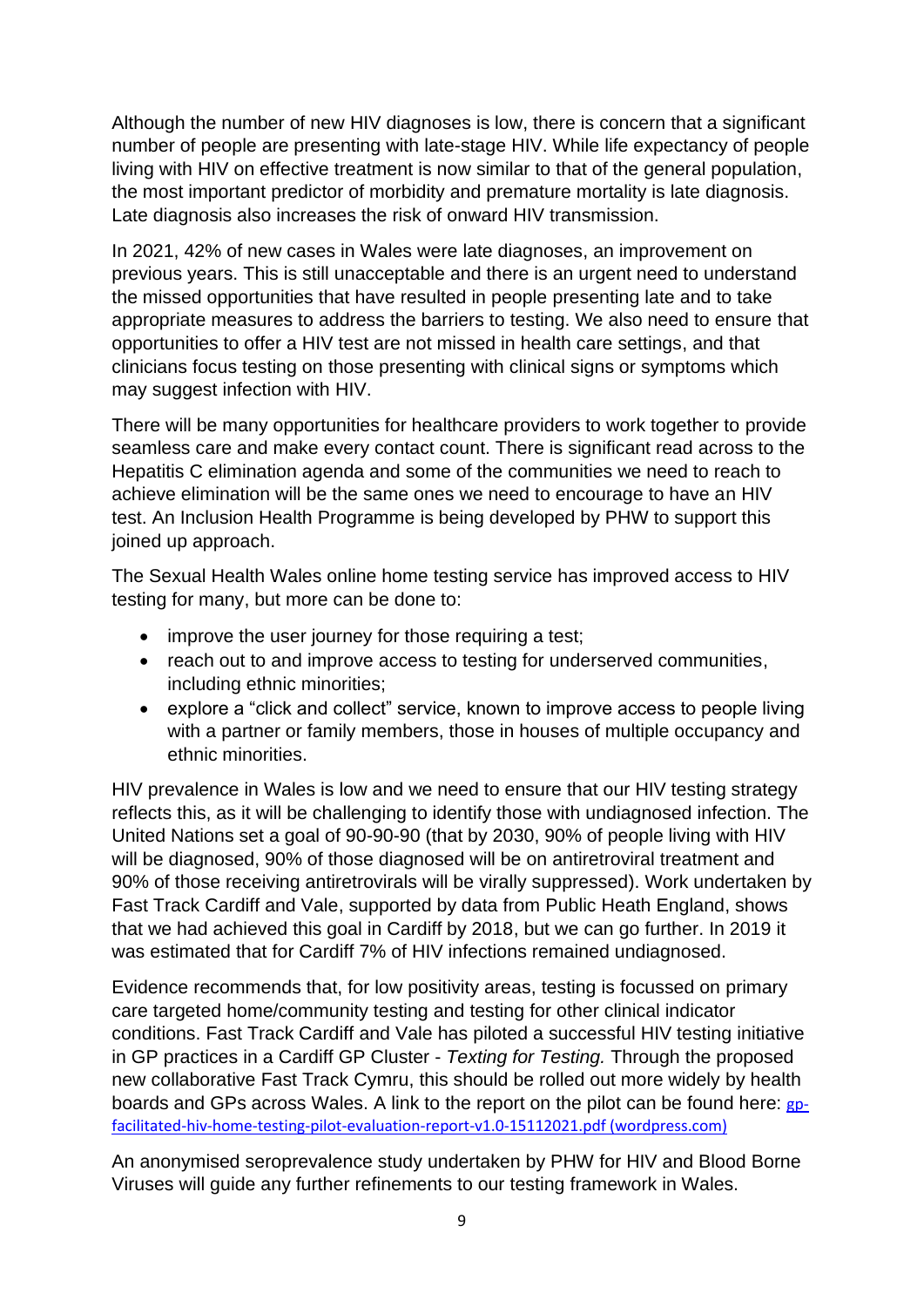Although the number of new HIV diagnoses is low, there is concern that a significant number of people are presenting with late-stage HIV. While life expectancy of people living with HIV on effective treatment is now similar to that of the general population, the most important predictor of morbidity and premature mortality is late diagnosis. Late diagnosis also increases the risk of onward HIV transmission.

In 2021, 42% of new cases in Wales were late diagnoses, an improvement on previous years. This is still unacceptable and there is an urgent need to understand the missed opportunities that have resulted in people presenting late and to take appropriate measures to address the barriers to testing. We also need to ensure that opportunities to offer a HIV test are not missed in health care settings, and that clinicians focus testing on those presenting with clinical signs or symptoms which may suggest infection with HIV.

There will be many opportunities for healthcare providers to work together to provide seamless care and make every contact count. There is significant read across to the Hepatitis C elimination agenda and some of the communities we need to reach to achieve elimination will be the same ones we need to encourage to have an HIV test. An Inclusion Health Programme is being developed by PHW to support this joined up approach.

The Sexual Health Wales online home testing service has improved access to HIV testing for many, but more can be done to:

- improve the user journey for those requiring a test;
- reach out to and improve access to testing for underserved communities, including ethnic minorities;
- explore a "click and collect" service, known to improve access to people living with a partner or family members, those in houses of multiple occupancy and ethnic minorities.

HIV prevalence in Wales is low and we need to ensure that our HIV testing strategy reflects this, as it will be challenging to identify those with undiagnosed infection. The United Nations set a goal of 90-90-90 (that by 2030, 90% of people living with HIV will be diagnosed, 90% of those diagnosed will be on antiretroviral treatment and 90% of those receiving antiretrovirals will be virally suppressed). Work undertaken by Fast Track Cardiff and Vale, supported by data from Public Heath England, shows that we had achieved this goal in Cardiff by 2018, but we can go further. In 2019 it was estimated that for Cardiff 7% of HIV infections remained undiagnosed.

Evidence recommends that, for low positivity areas, testing is focussed on primary care targeted home/community testing and testing for other clinical indicator conditions. Fast Track Cardiff and Vale has piloted a successful HIV testing initiative in GP practices in a Cardiff GP Cluster - *Texting for Testing.* Through the proposed new collaborative Fast Track Cymru, this should be rolled out more widely by health boards and GPs across Wales. A link to the report on the pilot can be found here: gp-facilitated-hiv-home-testing-pilot-evaluation-report-v1.0-15112021.pdf (wordpress.com)

An anonymised seroprevalence study undertaken by PHW for HIV and Blood Borne Viruses will guide any further refinements to our testing framework in Wales.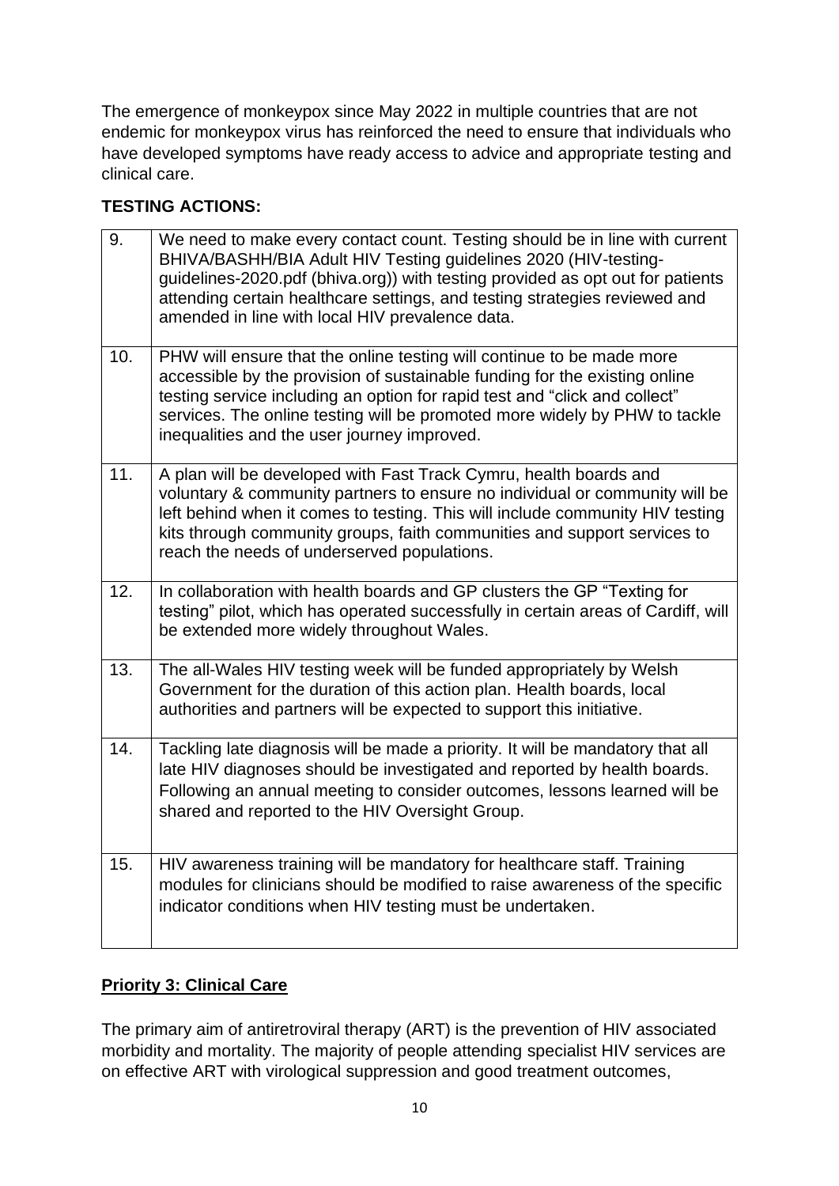The emergence of monkeypox since May 2022 in multiple countries that are not endemic for monkeypox virus has reinforced the need to ensure that individuals who have developed symptoms have ready access to advice and appropriate testing and clinical care.

**TESTING ACTIONS:**

| | |
|---|---|
| 9. | We need to make every contact count. Testing should be in line with current BHIVA/BASHH/BIA Adult HIV Testing guidelines 2020 (HIV-testing-guidelines-2020.pdf (bhiva.org)) with testing provided as opt out for patients attending certain healthcare settings, and testing strategies reviewed and amended in line with local HIV prevalence data. |
| 10. | PHW will ensure that the online testing will continue to be made more accessible by the provision of sustainable funding for the existing online testing service including an option for rapid test and "click and collect" services. The online testing will be promoted more widely by PHW to tackle inequalities and the user journey improved. |
| 11. | A plan will be developed with Fast Track Cymru, health boards and voluntary & community partners to ensure no individual or community will be left behind when it comes to testing. This will include community HIV testing kits through community groups, faith communities and support services to reach the needs of underserved populations. |
| 12. | In collaboration with health boards and GP clusters the GP "Texting for testing" pilot, which has operated successfully in certain areas of Cardiff, will be extended more widely throughout Wales. |
| 13. | The all-Wales HIV testing week will be funded appropriately by Welsh Government for the duration of this action plan. Health boards, local authorities and partners will be expected to support this initiative. |
| 14. | Tackling late diagnosis will be made a priority. It will be mandatory that all late HIV diagnoses should be investigated and reported by health boards. Following an annual meeting to consider outcomes, lessons learned will be shared and reported to the HIV Oversight Group. |
| 15. | HIV awareness training will be mandatory for healthcare staff. Training modules for clinicians should be modified to raise awareness of the specific indicator conditions when HIV testing must be undertaken. |

## **Priority 3: Clinical Care**

The primary aim of antiretroviral therapy (ART) is the prevention of HIV associated morbidity and mortality. The majority of people attending specialist HIV services are on effective ART with virological suppression and good treatment outcomes,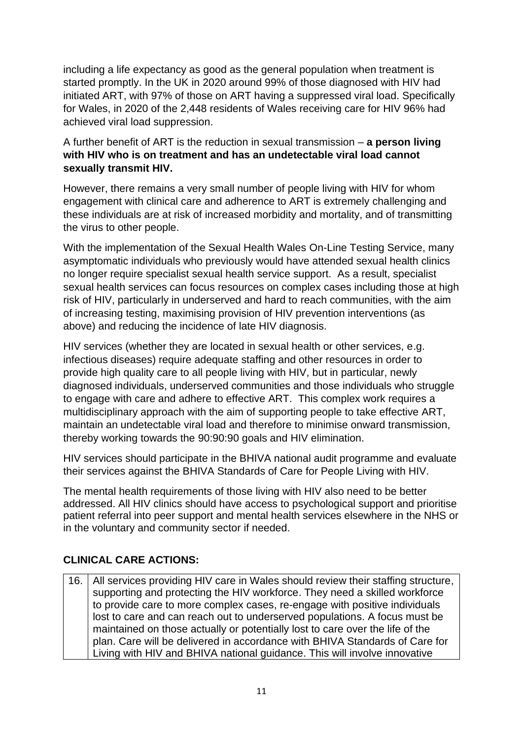including a life expectancy as good as the general population when treatment is started promptly. In the UK in 2020 around 99% of those diagnosed with HIV had initiated ART, with 97% of those on ART having a suppressed viral load. Specifically for Wales, in 2020 of the 2,448 residents of Wales receiving care for HIV 96% had achieved viral load suppression.

A further benefit of ART is the reduction in sexual transmission – **a person living with HIV who is on treatment and has an undetectable viral load cannot sexually transmit HIV.**

However, there remains a very small number of people living with HIV for whom engagement with clinical care and adherence to ART is extremely challenging and these individuals are at risk of increased morbidity and mortality, and of transmitting the virus to other people.

With the implementation of the Sexual Health Wales On-Line Testing Service, many asymptomatic individuals who previously would have attended sexual health clinics no longer require specialist sexual health service support. As a result, specialist sexual health services can focus resources on complex cases including those at high risk of HIV, particularly in underserved and hard to reach communities, with the aim of increasing testing, maximising provision of HIV prevention interventions (as above) and reducing the incidence of late HIV diagnosis.

HIV services (whether they are located in sexual health or other services, e.g. infectious diseases) require adequate staffing and other resources in order to provide high quality care to all people living with HIV, but in particular, newly diagnosed individuals, underserved communities and those individuals who struggle to engage with care and adhere to effective ART. This complex work requires a multidisciplinary approach with the aim of supporting people to take effective ART, maintain an undetectable viral load and therefore to minimise onward transmission, thereby working towards the 90:90:90 goals and HIV elimination.

HIV services should participate in the BHIVA national audit programme and evaluate their services against the BHIVA Standards of Care for People Living with HIV.

The mental health requirements of those living with HIV also need to be better addressed. All HIV clinics should have access to psychological support and prioritise patient referral into peer support and mental health services elsewhere in the NHS or in the voluntary and community sector if needed.

## CLINICAL CARE ACTIONS:

| | |
|---|---|
| 16. | All services providing HIV care in Wales should review their staffing structure, supporting and protecting the HIV workforce. They need a skilled workforce to provide care to more complex cases, re-engage with positive individuals lost to care and can reach out to underserved populations. A focus must be maintained on those actually or potentially lost to care over the life of the plan. Care will be delivered in accordance with BHIVA Standards of Care for Living with HIV and BHIVA national guidance. This will involve innovative |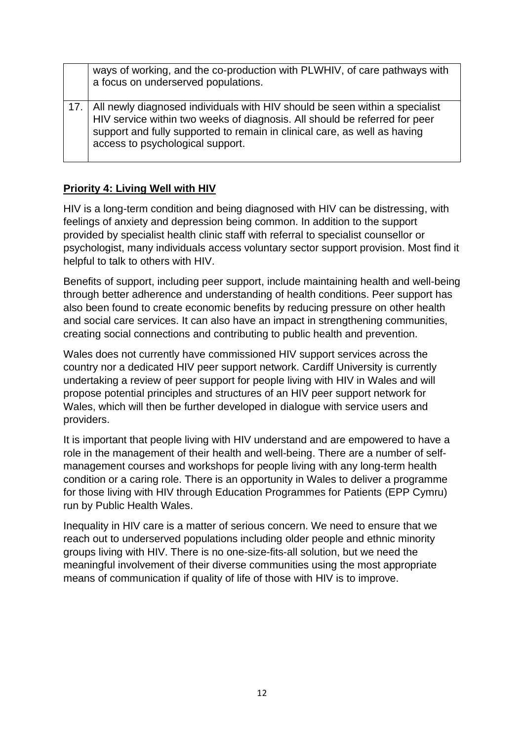|  |  |
| --- | --- |
|  | ways of working, and the co-production with PLWHIV, of care pathways with a focus on underserved populations. |
| 17. | All newly diagnosed individuals with HIV should be seen within a specialist HIV service within two weeks of diagnosis. All should be referred for peer support and fully supported to remain in clinical care, as well as having access to psychological support. |

**Priority 4: Living Well with HIV**

HIV is a long-term condition and being diagnosed with HIV can be distressing, with feelings of anxiety and depression being common. In addition to the support provided by specialist health clinic staff with referral to specialist counsellor or psychologist, many individuals access voluntary sector support provision. Most find it helpful to talk to others with HIV.

Benefits of support, including peer support, include maintaining health and well-being through better adherence and understanding of health conditions. Peer support has also been found to create economic benefits by reducing pressure on other health and social care services. It can also have an impact in strengthening communities, creating social connections and contributing to public health and prevention.

Wales does not currently have commissioned HIV support services across the country nor a dedicated HIV peer support network. Cardiff University is currently undertaking a review of peer support for people living with HIV in Wales and will propose potential principles and structures of an HIV peer support network for Wales, which will then be further developed in dialogue with service users and providers.

It is important that people living with HIV understand and are empowered to have a role in the management of their health and well-being. There are a number of self-management courses and workshops for people living with any long-term health condition or a caring role. There is an opportunity in Wales to deliver a programme for those living with HIV through Education Programmes for Patients (EPP Cymru) run by Public Health Wales.

Inequality in HIV care is a matter of serious concern. We need to ensure that we reach out to underserved populations including older people and ethnic minority groups living with HIV. There is no one-size-fits-all solution, but we need the meaningful involvement of their diverse communities using the most appropriate means of communication if quality of life of those with HIV is to improve.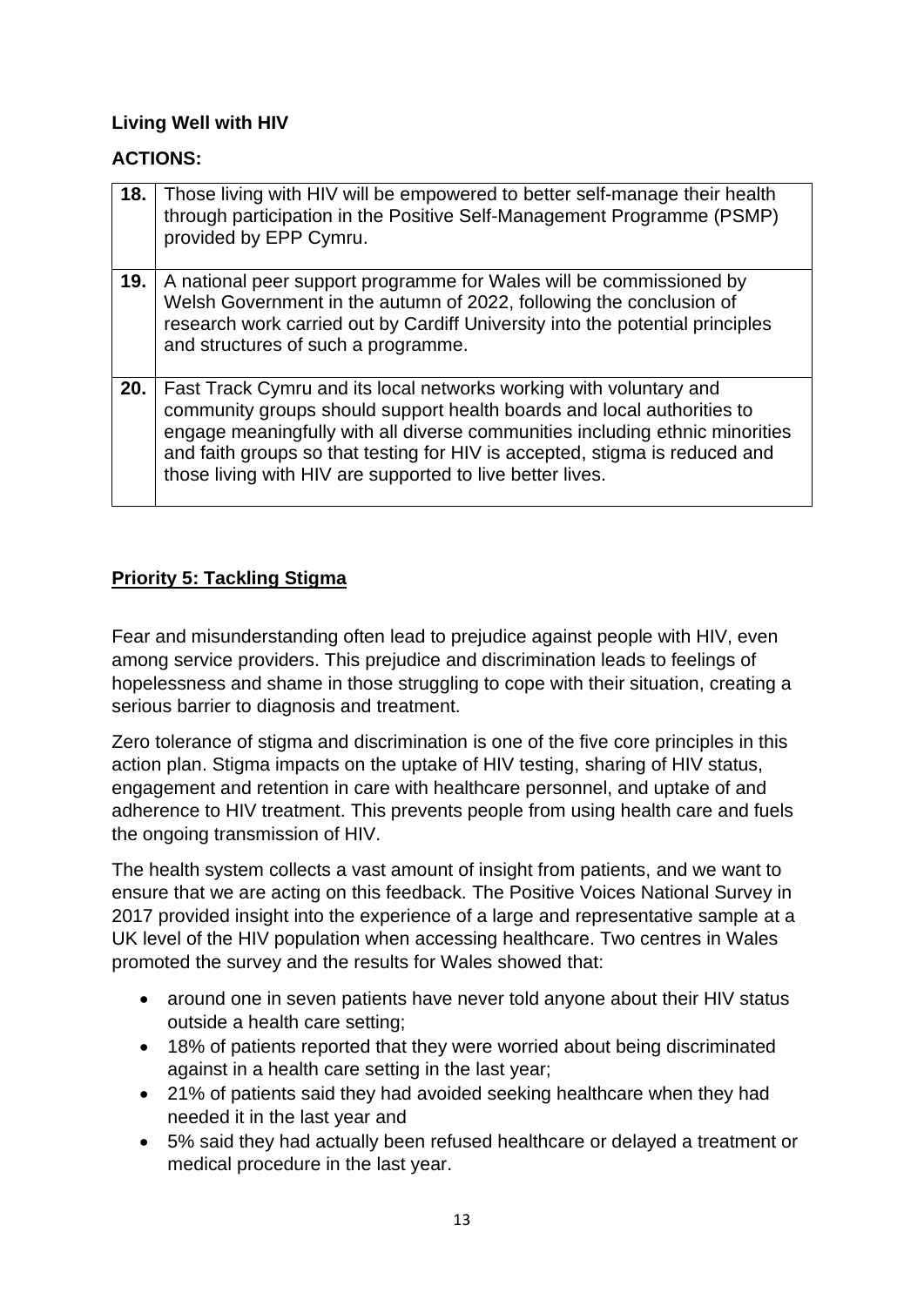**Living Well with HIV**

**ACTIONS:**

| | |
|---|---|
| **18.** | Those living with HIV will be empowered to better self-manage their health through participation in the Positive Self-Management Programme (PSMP) provided by EPP Cymru. |
| **19.** | A national peer support programme for Wales will be commissioned by Welsh Government in the autumn of 2022, following the conclusion of research work carried out by Cardiff University into the potential principles and structures of such a programme. |
| **20.** | Fast Track Cymru and its local networks working with voluntary and community groups should support health boards and local authorities to engage meaningfully with all diverse communities including ethnic minorities and faith groups so that testing for HIV is accepted, stigma is reduced and those living with HIV are supported to live better lives. |

## Priority 5: Tackling Stigma

Fear and misunderstanding often lead to prejudice against people with HIV, even among service providers. This prejudice and discrimination leads to feelings of hopelessness and shame in those struggling to cope with their situation, creating a serious barrier to diagnosis and treatment.

Zero tolerance of stigma and discrimination is one of the five core principles in this action plan. Stigma impacts on the uptake of HIV testing, sharing of HIV status, engagement and retention in care with healthcare personnel, and uptake of and adherence to HIV treatment. This prevents people from using health care and fuels the ongoing transmission of HIV.

The health system collects a vast amount of insight from patients, and we want to ensure that we are acting on this feedback. The Positive Voices National Survey in 2017 provided insight into the experience of a large and representative sample at a UK level of the HIV population when accessing healthcare. Two centres in Wales promoted the survey and the results for Wales showed that:

- around one in seven patients have never told anyone about their HIV status outside a health care setting;
- 18% of patients reported that they were worried about being discriminated against in a health care setting in the last year;
- 21% of patients said they had avoided seeking healthcare when they had needed it in the last year and
- 5% said they had actually been refused healthcare or delayed a treatment or medical procedure in the last year.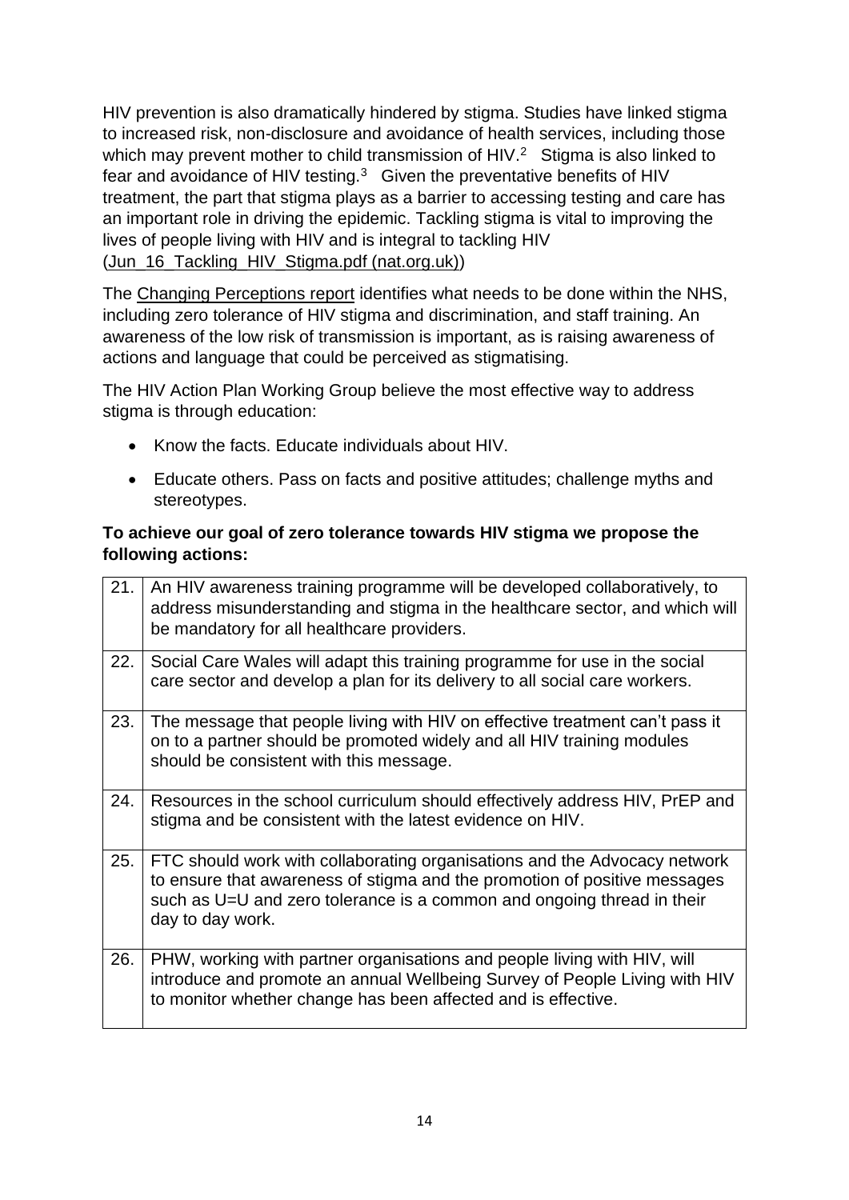HIV prevention is also dramatically hindered by stigma. Studies have linked stigma to increased risk, non-disclosure and avoidance of health services, including those which may prevent mother to child transmission of HIV.[2] Stigma is also linked to fear and avoidance of HIV testing.[3] Given the preventative benefits of HIV treatment, the part that stigma plays as a barrier to accessing testing and care has an important role in driving the epidemic. Tackling stigma is vital to improving the lives of people living with HIV and is integral to tackling HIV (Jun_16_Tackling_HIV_Stigma.pdf (nat.org.uk))

The Changing Perceptions report identifies what needs to be done within the NHS, including zero tolerance of HIV stigma and discrimination, and staff training. An awareness of the low risk of transmission is important, as is raising awareness of actions and language that could be perceived as stigmatising.

The HIV Action Plan Working Group believe the most effective way to address stigma is through education:

- Know the facts. Educate individuals about HIV.
- Educate others. Pass on facts and positive attitudes; challenge myths and stereotypes.

**To achieve our goal of zero tolerance towards HIV stigma we propose the following actions:**

| | |
|---|---|
| 21. | An HIV awareness training programme will be developed collaboratively, to address misunderstanding and stigma in the healthcare sector, and which will be mandatory for all healthcare providers. |
| 22. | Social Care Wales will adapt this training programme for use in the social care sector and develop a plan for its delivery to all social care workers. |
| 23. | The message that people living with HIV on effective treatment can't pass it on to a partner should be promoted widely and all HIV training modules should be consistent with this message. |
| 24. | Resources in the school curriculum should effectively address HIV, PrEP and stigma and be consistent with the latest evidence on HIV. |
| 25. | FTC should work with collaborating organisations and the Advocacy network to ensure that awareness of stigma and the promotion of positive messages such as U=U and zero tolerance is a common and ongoing thread in their day to day work. |
| 26. | PHW, working with partner organisations and people living with HIV, will introduce and promote an annual Wellbeing Survey of People Living with HIV to monitor whether change has been affected and is effective. |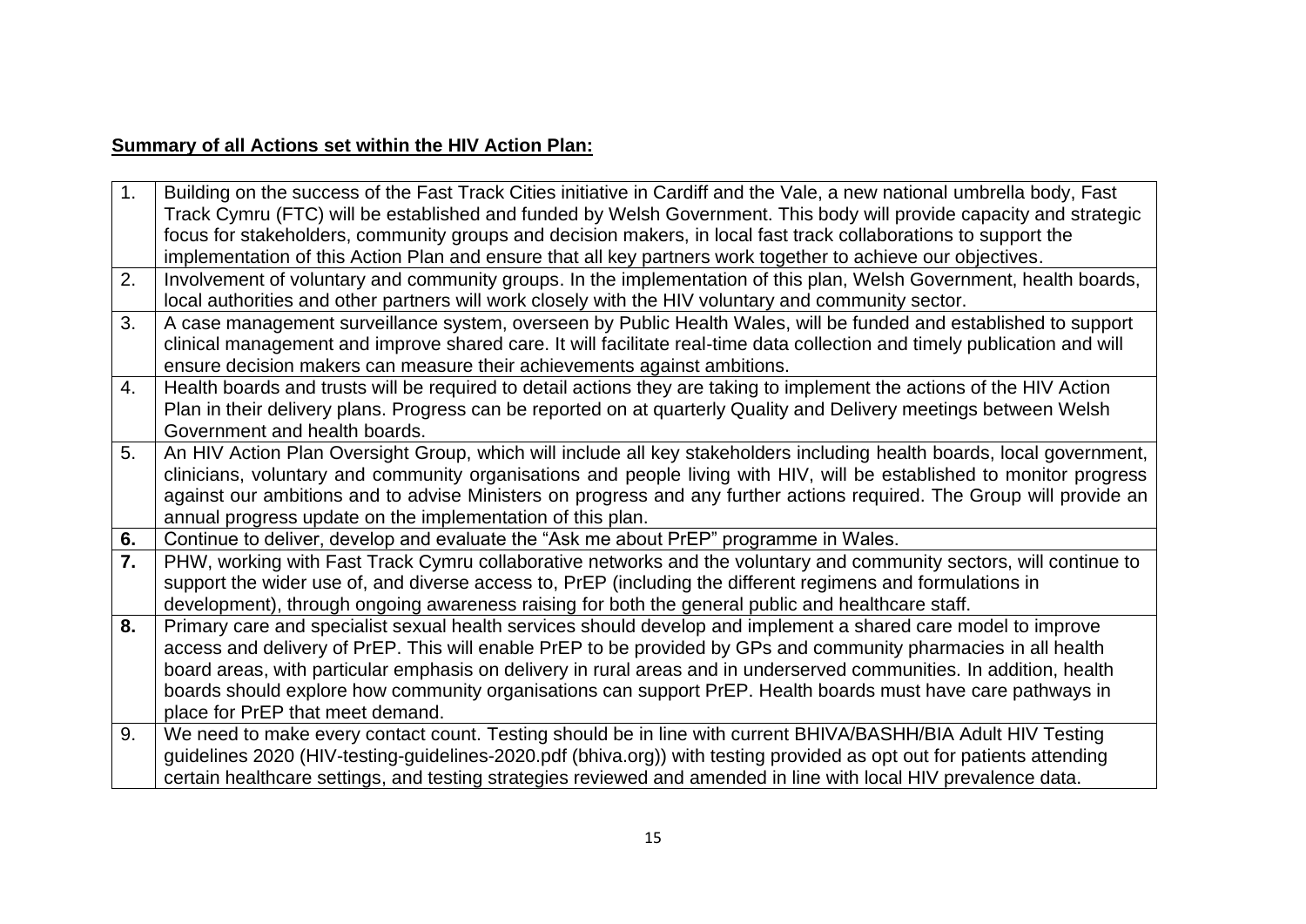**Summary of all Actions set within the HIV Action Plan:**

| | |
|---|---|
| 1. | Building on the success of the Fast Track Cities initiative in Cardiff and the Vale, a new national umbrella body, Fast Track Cymru (FTC) will be established and funded by Welsh Government. This body will provide capacity and strategic focus for stakeholders, community groups and decision makers, in local fast track collaborations to support the implementation of this Action Plan and ensure that all key partners work together to achieve our objectives. |
| 2. | Involvement of voluntary and community groups. In the implementation of this plan, Welsh Government, health boards, local authorities and other partners will work closely with the HIV voluntary and community sector. |
| 3. | A case management surveillance system, overseen by Public Health Wales, will be funded and established to support clinical management and improve shared care. It will facilitate real-time data collection and timely publication and will ensure decision makers can measure their achievements against ambitions. |
| 4. | Health boards and trusts will be required to detail actions they are taking to implement the actions of the HIV Action Plan in their delivery plans. Progress can be reported on at quarterly Quality and Delivery meetings between Welsh Government and health boards. |
| 5. | An HIV Action Plan Oversight Group, which will include all key stakeholders including health boards, local government, clinicians, voluntary and community organisations and people living with HIV, will be established to monitor progress against our ambitions and to advise Ministers on progress and any further actions required. The Group will provide an annual progress update on the implementation of this plan. |
| **6.** | Continue to deliver, develop and evaluate the "Ask me about PrEP" programme in Wales. |
| **7.** | PHW, working with Fast Track Cymru collaborative networks and the voluntary and community sectors, will continue to support the wider use of, and diverse access to, PrEP (including the different regimens and formulations in development), through ongoing awareness raising for both the general public and healthcare staff. |
| **8.** | Primary care and specialist sexual health services should develop and implement a shared care model to improve access and delivery of PrEP. This will enable PrEP to be provided by GPs and community pharmacies in all health board areas, with particular emphasis on delivery in rural areas and in underserved communities. In addition, health boards should explore how community organisations can support PrEP. Health boards must have care pathways in place for PrEP that meet demand. |
| 9. | We need to make every contact count. Testing should be in line with current BHIVA/BASHH/BIA Adult HIV Testing guidelines 2020 (HIV-testing-guidelines-2020.pdf (bhiva.org)) with testing provided as opt out for patients attending certain healthcare settings, and testing strategies reviewed and amended in line with local HIV prevalence data. |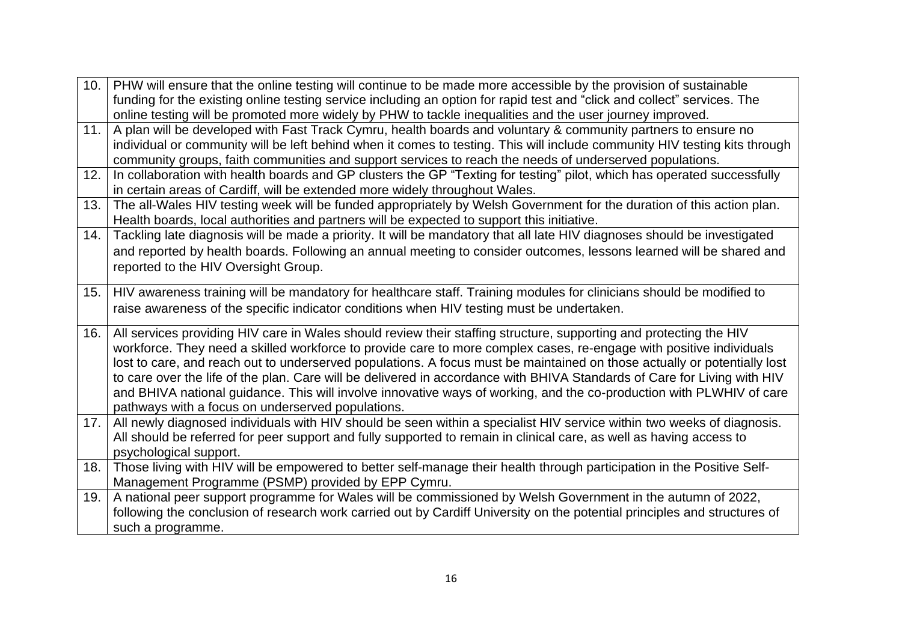| | |
|---|---|
| 10. | PHW will ensure that the online testing will continue to be made more accessible by the provision of sustainable funding for the existing online testing service including an option for rapid test and "click and collect" services. The online testing will be promoted more widely by PHW to tackle inequalities and the user journey improved. |
| 11. | A plan will be developed with Fast Track Cymru, health boards and voluntary & community partners to ensure no individual or community will be left behind when it comes to testing. This will include community HIV testing kits through community groups, faith communities and support services to reach the needs of underserved populations. |
| 12. | In collaboration with health boards and GP clusters the GP "Texting for testing" pilot, which has operated successfully in certain areas of Cardiff, will be extended more widely throughout Wales. |
| 13. | The all-Wales HIV testing week will be funded appropriately by Welsh Government for the duration of this action plan. Health boards, local authorities and partners will be expected to support this initiative. |
| 14. | Tackling late diagnosis will be made a priority. It will be mandatory that all late HIV diagnoses should be investigated and reported by health boards. Following an annual meeting to consider outcomes, lessons learned will be shared and reported to the HIV Oversight Group. |
| 15. | HIV awareness training will be mandatory for healthcare staff. Training modules for clinicians should be modified to raise awareness of the specific indicator conditions when HIV testing must be undertaken. |
| 16. | All services providing HIV care in Wales should review their staffing structure, supporting and protecting the HIV workforce. They need a skilled workforce to provide care to more complex cases, re-engage with positive individuals lost to care, and reach out to underserved populations. A focus must be maintained on those actually or potentially lost to care over the life of the plan. Care will be delivered in accordance with BHIVA Standards of Care for Living with HIV and BHIVA national guidance. This will involve innovative ways of working, and the co-production with PLWHIV of care pathways with a focus on underserved populations. |
| 17. | All newly diagnosed individuals with HIV should be seen within a specialist HIV service within two weeks of diagnosis. All should be referred for peer support and fully supported to remain in clinical care, as well as having access to psychological support. |
| 18. | Those living with HIV will be empowered to better self-manage their health through participation in the Positive Self-Management Programme (PSMP) provided by EPP Cymru. |
| 19. | A national peer support programme for Wales will be commissioned by Welsh Government in the autumn of 2022, following the conclusion of research work carried out by Cardiff University on the potential principles and structures of such a programme. |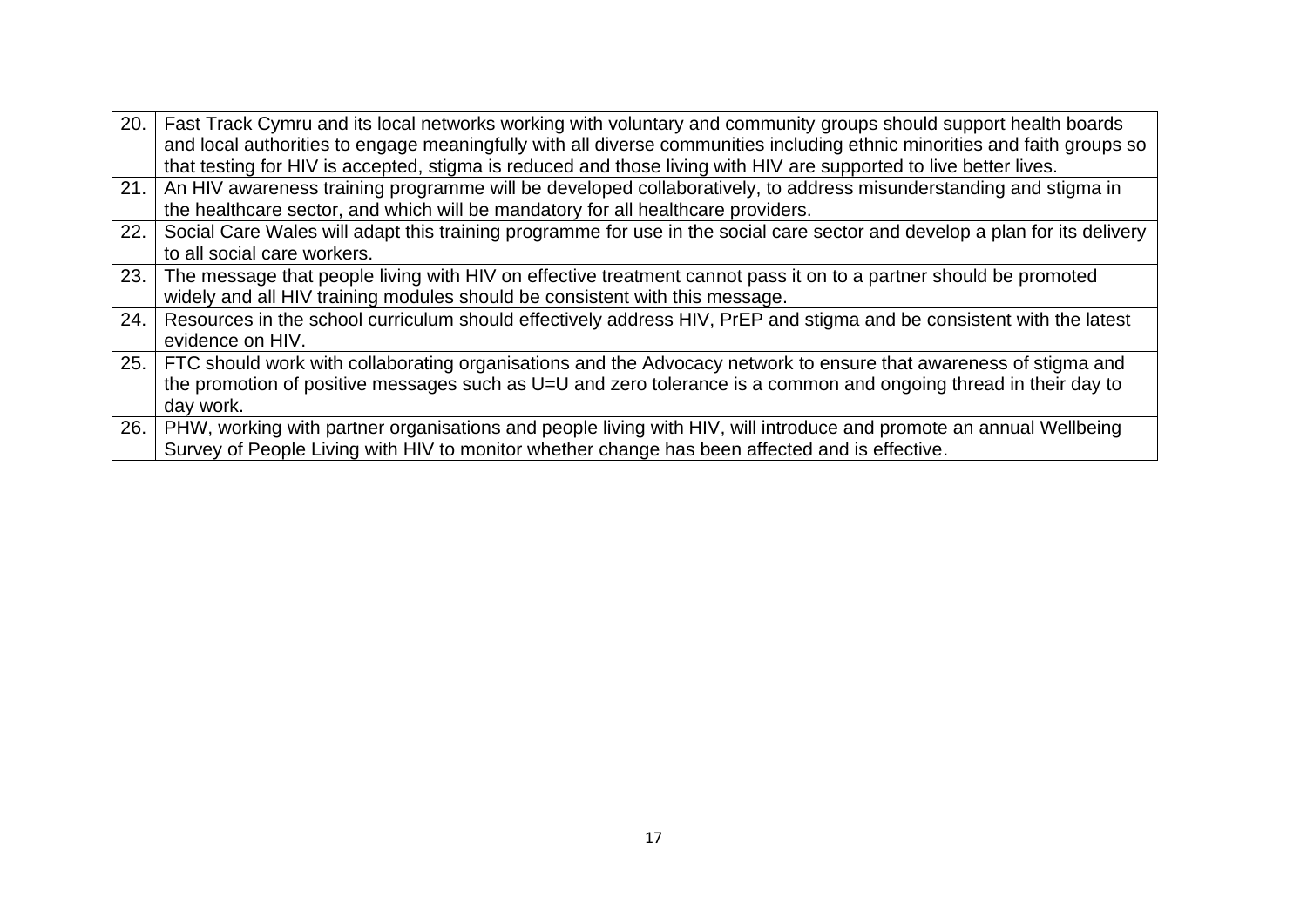| | |
|---|---|
| 20. | Fast Track Cymru and its local networks working with voluntary and community groups should support health boards and local authorities to engage meaningfully with all diverse communities including ethnic minorities and faith groups so that testing for HIV is accepted, stigma is reduced and those living with HIV are supported to live better lives. |
| 21. | An HIV awareness training programme will be developed collaboratively, to address misunderstanding and stigma in the healthcare sector, and which will be mandatory for all healthcare providers. |
| 22. | Social Care Wales will adapt this training programme for use in the social care sector and develop a plan for its delivery to all social care workers. |
| 23. | The message that people living with HIV on effective treatment cannot pass it on to a partner should be promoted widely and all HIV training modules should be consistent with this message. |
| 24. | Resources in the school curriculum should effectively address HIV, PrEP and stigma and be consistent with the latest evidence on HIV. |
| 25. | FTC should work with collaborating organisations and the Advocacy network to ensure that awareness of stigma and the promotion of positive messages such as U=U and zero tolerance is a common and ongoing thread in their day to day work. |
| 26. | PHW, working with partner organisations and people living with HIV, will introduce and promote an annual Wellbeing Survey of People Living with HIV to monitor whether change has been affected and is effective. |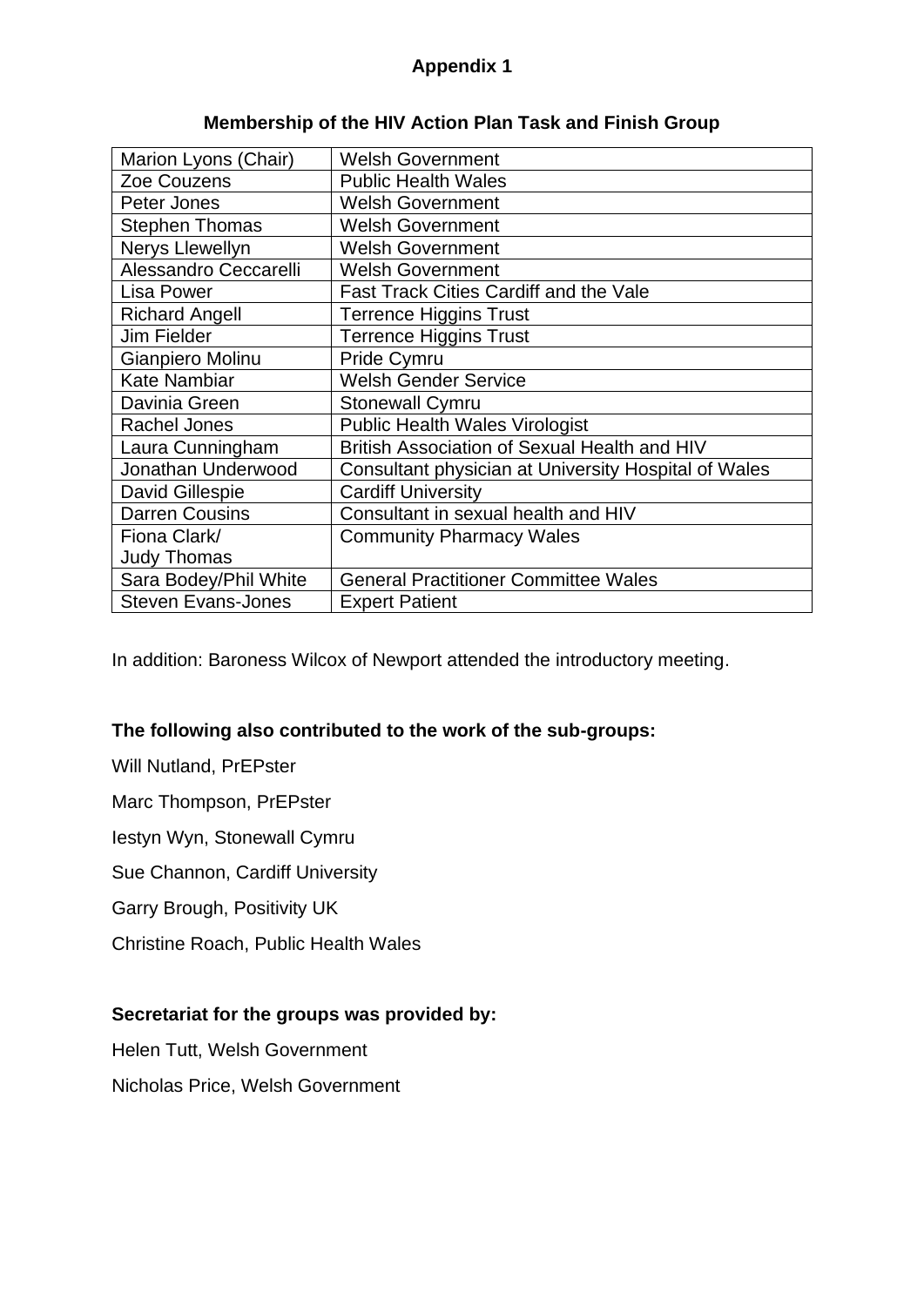## Appendix 1

### Membership of the HIV Action Plan Task and Finish Group

| | |
|---|---|
| Marion Lyons (Chair) | Welsh Government |
| Zoe Couzens | Public Health Wales |
| Peter Jones | Welsh Government |
| Stephen Thomas | Welsh Government |
| Nerys Llewellyn | Welsh Government |
| Alessandro Ceccarelli | Welsh Government |
| Lisa Power | Fast Track Cities Cardiff and the Vale |
| Richard Angell | Terrence Higgins Trust |
| Jim Fielder | Terrence Higgins Trust |
| Gianpiero Molinu | Pride Cymru |
| Kate Nambiar | Welsh Gender Service |
| Davinia Green | Stonewall Cymru |
| Rachel Jones | Public Health Wales Virologist |
| Laura Cunningham | British Association of Sexual Health and HIV |
| Jonathan Underwood | Consultant physician at University Hospital of Wales |
| David Gillespie | Cardiff University |
| Darren Cousins | Consultant in sexual health and HIV |
| Fiona Clark/ Judy Thomas | Community Pharmacy Wales |
| Sara Bodey/Phil White | General Practitioner Committee Wales |
| Steven Evans-Jones | Expert Patient |

In addition: Baroness Wilcox of Newport attended the introductory meeting.

**The following also contributed to the work of the sub-groups:**

Will Nutland, PrEPster

Marc Thompson, PrEPster

Iestyn Wyn, Stonewall Cymru

Sue Channon, Cardiff University

Garry Brough, Positivity UK

Christine Roach, Public Health Wales

**Secretariat for the groups was provided by:**

Helen Tutt, Welsh Government

Nicholas Price, Welsh Government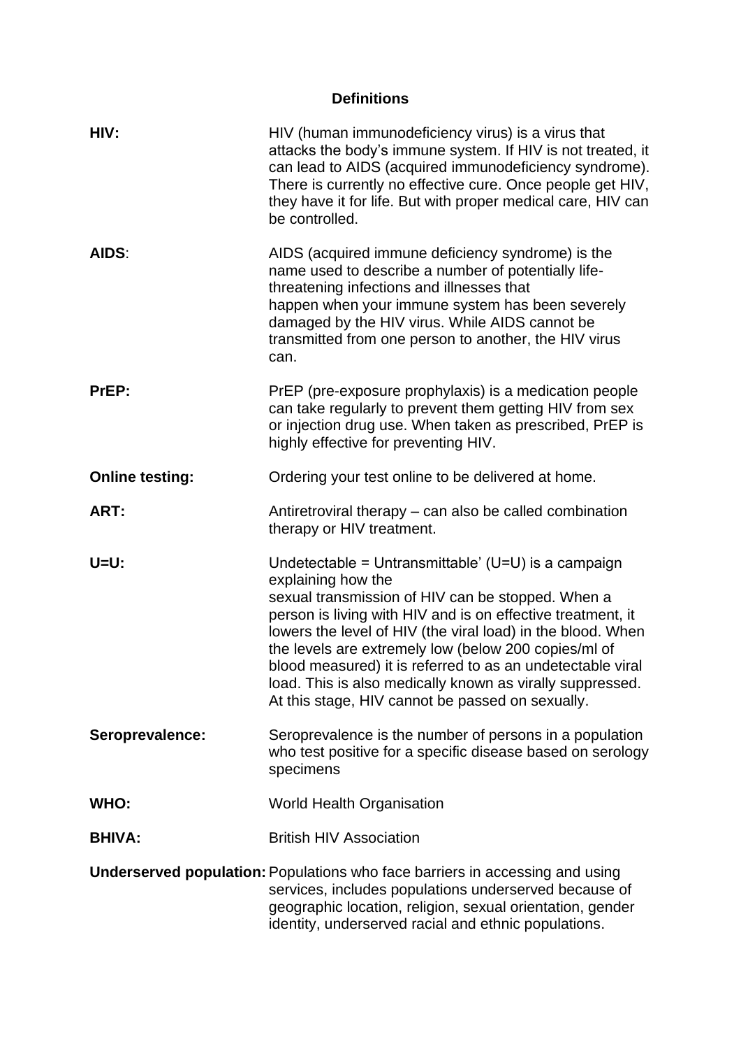## Definitions

| | |
|---|---|
| **HIV:** | HIV (human immunodeficiency virus) is a virus that attacks the body's immune system. If HIV is not treated, it can lead to AIDS (acquired immunodeficiency syndrome). There is currently no effective cure. Once people get HIV, they have it for life. But with proper medical care, HIV can be controlled. |
| **AIDS**: | AIDS (acquired immune deficiency syndrome) is the name used to describe a number of potentially life-threatening infections and illnesses that happen when your immune system has been severely damaged by the HIV virus. While AIDS cannot be transmitted from one person to another, the HIV virus can. |
| **PrEP:** | PrEP (pre-exposure prophylaxis) is a medication people can take regularly to prevent them getting HIV from sex or injection drug use. When taken as prescribed, PrEP is highly effective for preventing HIV. |
| **Online testing:** | Ordering your test online to be delivered at home. |
| **ART:** | Antiretroviral therapy – can also be called combination therapy or HIV treatment. |
| **U=U:** | Undetectable = Untransmittable' (U=U) is a campaign explaining how the sexual transmission of HIV can be stopped. When a person is living with HIV and is on effective treatment, it lowers the level of HIV (the viral load) in the blood. When the levels are extremely low (below 200 copies/ml of blood measured) it is referred to as an undetectable viral load. This is also medically known as virally suppressed. At this stage, HIV cannot be passed on sexually. |
| **Seroprevalence:** | Seroprevalence is the number of persons in a population who test positive for a specific disease based on serology specimens |
| **WHO:** | World Health Organisation |
| **BHIVA:** | British HIV Association |
| **Underserved population:** | Populations who face barriers in accessing and using services, includes populations underserved because of geographic location, religion, sexual orientation, gender identity, underserved racial and ethnic populations. |